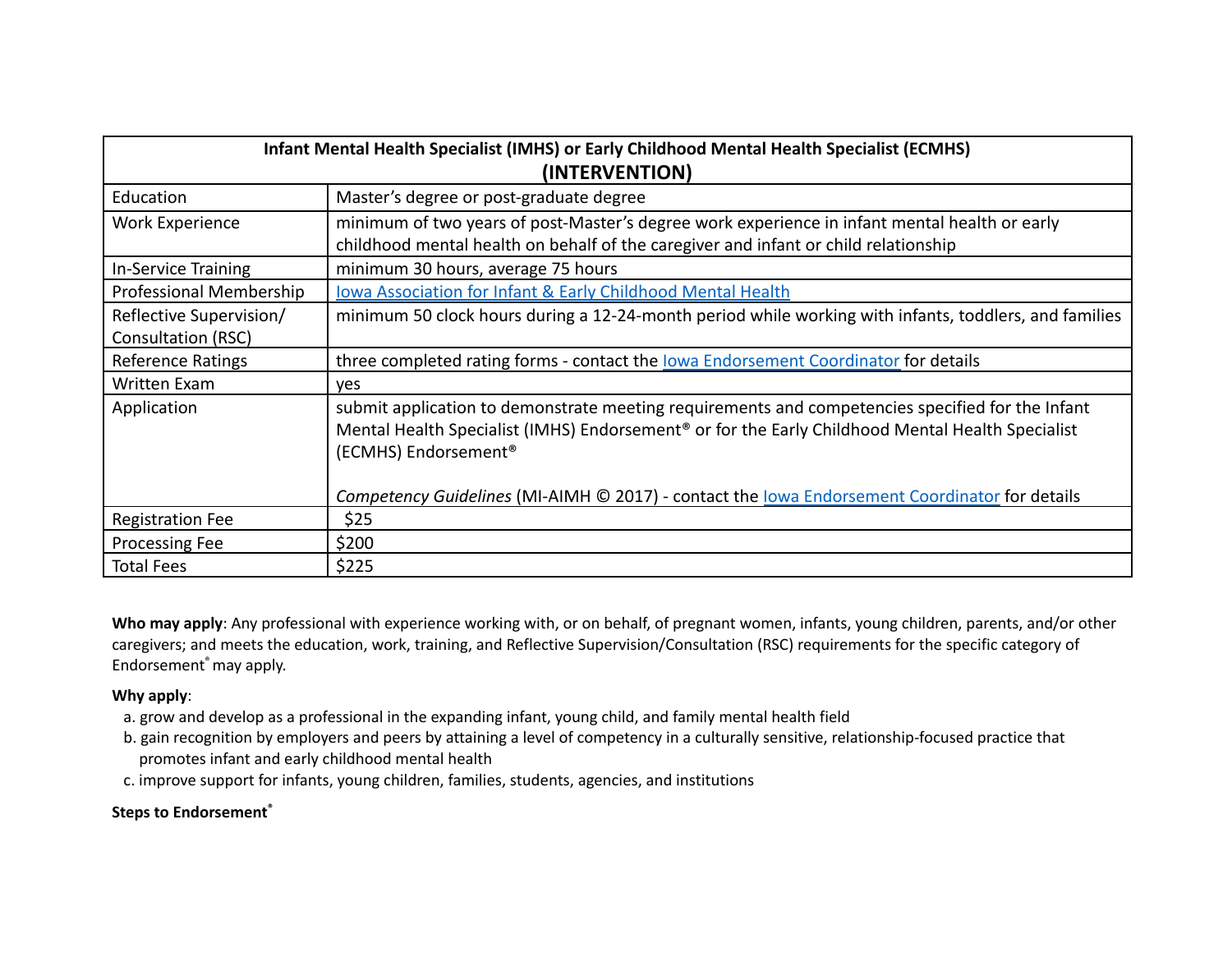| Infant Mental Health Specialist (IMHS) or Early Childhood Mental Health Specialist (ECMHS) **(INTERVENTION)** | |
|---|---|
| Education | Master's degree or post-graduate degree |
| Work Experience | minimum of two years of post-Master's degree work experience in infant mental health or early childhood mental health on behalf of the caregiver and infant or child relationship |
| In-Service Training | minimum 30 hours, average 75 hours |
| Professional Membership | Iowa Association for Infant & Early Childhood Mental Health |
| Reflective Supervision/ Consultation (RSC) | minimum 50 clock hours during a 12-24-month period while working with infants, toddlers, and families |
| Reference Ratings | three completed rating forms - contact the Iowa Endorsement Coordinator for details |
| Written Exam | yes |
| Application | submit application to demonstrate meeting requirements and competencies specified for the Infant Mental Health Specialist (IMHS) Endorsement® or for the Early Childhood Mental Health Specialist (ECMHS) Endorsement®<br><br>*Competency Guidelines* (MI-AIMH © 2017) - contact the Iowa Endorsement Coordinator for details |
| Registration Fee | $25 |
| Processing Fee | $200 |
| Total Fees | $225 |

**Who may apply**: Any professional with experience working with, or on behalf, of pregnant women, infants, young children, parents, and/or other caregivers; and meets the education, work, training, and Reflective Supervision/Consultation (RSC) requirements for the specific category of Endorsement® may apply.

**Why apply**:

a. grow and develop as a professional in the expanding infant, young child, and family mental health field
b. gain recognition by employers and peers by attaining a level of competency in a culturally sensitive, relationship-focused practice that promotes infant and early childhood mental health
c. improve support for infants, young children, families, students, agencies, and institutions

**Steps to Endorsement®**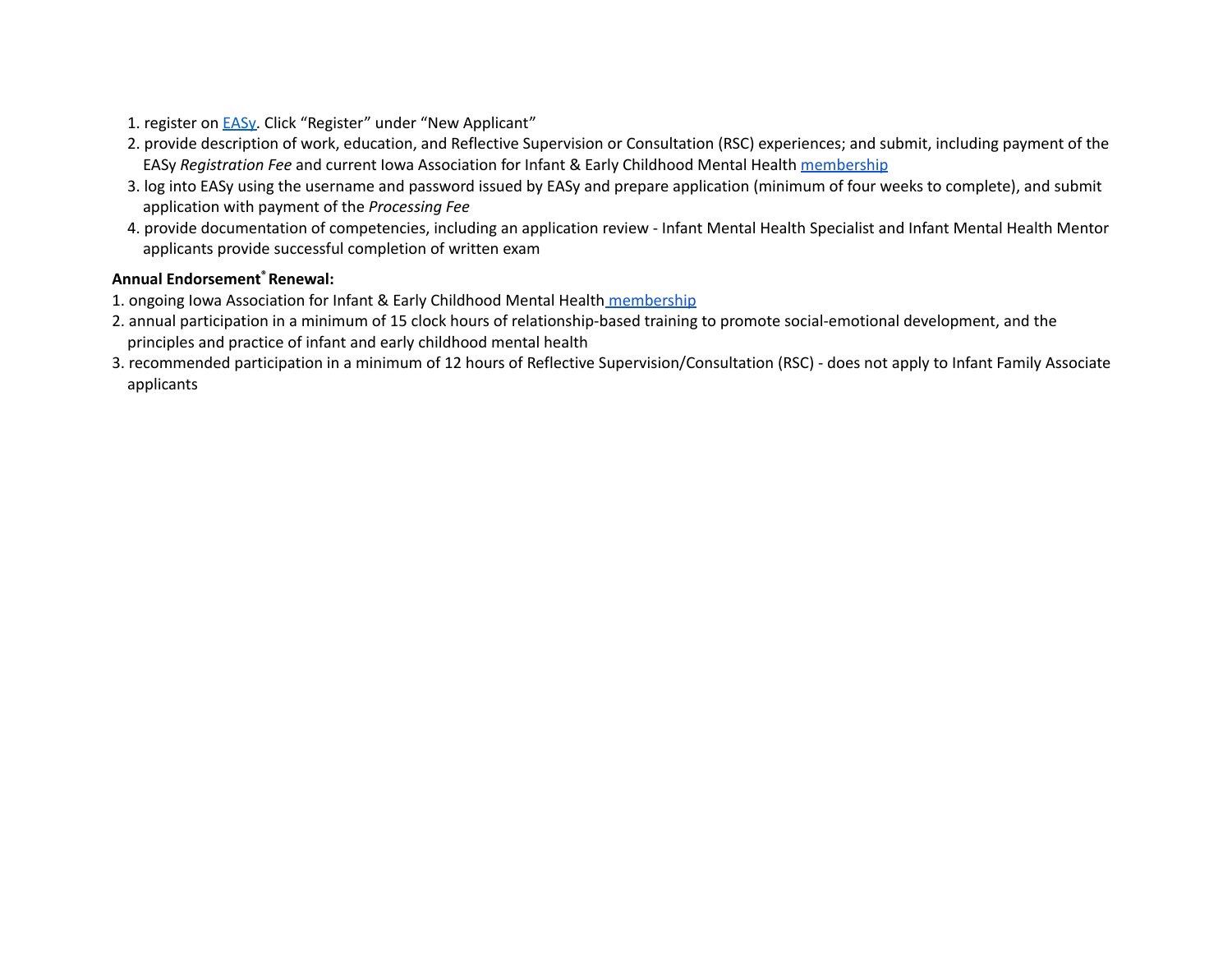1. register on EASy. Click “Register” under “New Applicant”
2. provide description of work, education, and Reflective Supervision or Consultation (RSC) experiences; and submit, including payment of the EASy *Registration Fee* and current Iowa Association for Infant & Early Childhood Mental Health membership
3. log into EASy using the username and password issued by EASy and prepare application (minimum of four weeks to complete), and submit application with payment of the *Processing Fee*
4. provide documentation of competencies, including an application review - Infant Mental Health Specialist and Infant Mental Health Mentor applicants provide successful completion of written exam

**Annual Endorsement® Renewal:**

1. ongoing Iowa Association for Infant & Early Childhood Mental Health membership
2. annual participation in a minimum of 15 clock hours of relationship-based training to promote social-emotional development, and the principles and practice of infant and early childhood mental health
3. recommended participation in a minimum of 12 hours of Reflective Supervision/Consultation (RSC) - does not apply to Infant Family Associate applicants